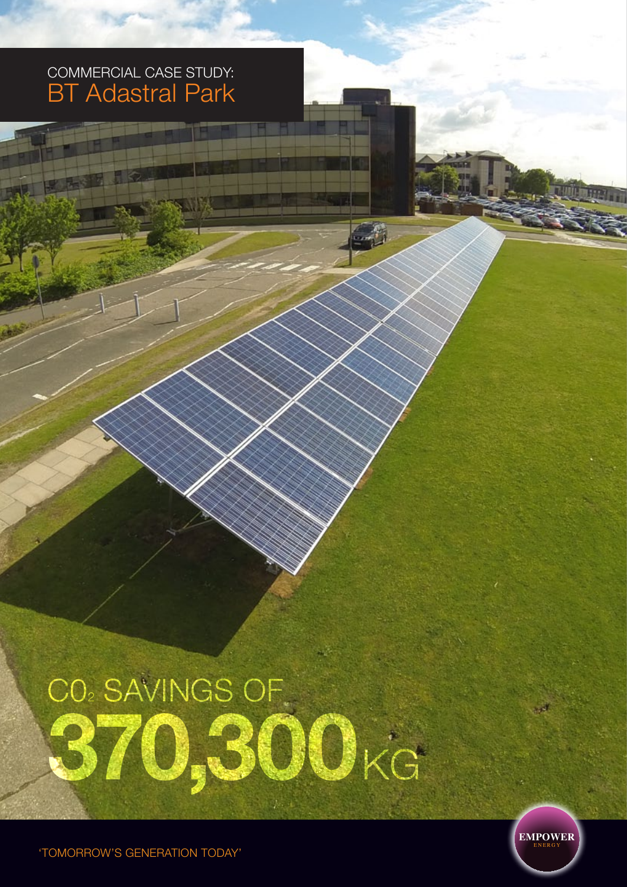COMMERCIAL CASE STUDY:

# BT Adastral Park

## $CO_2$ SAVINGS OF

# 370,300 KG

'TOMORROW'S GENERATION TODAY'

EMPOWER ENERGY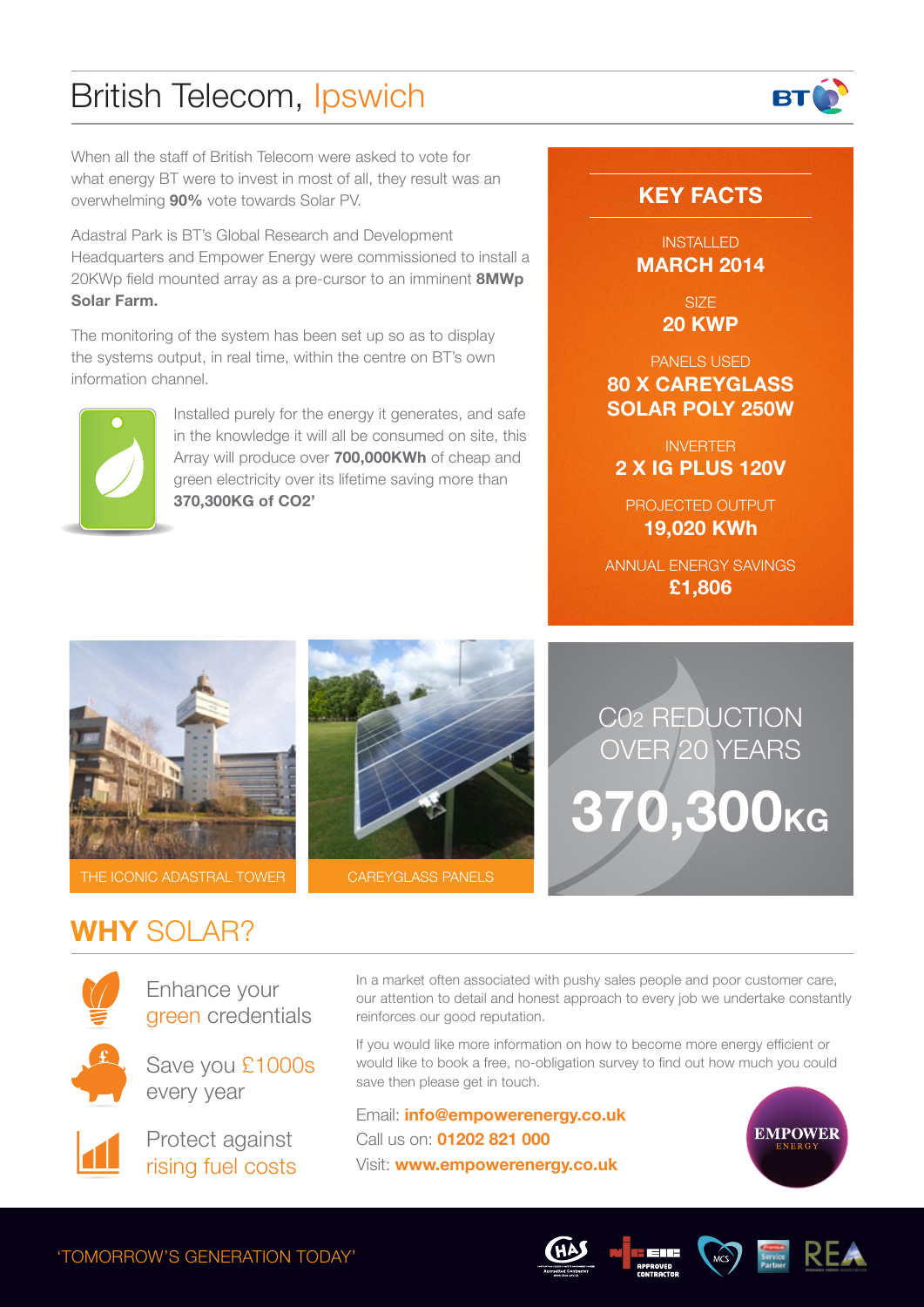# British Telecom, Ipswich

When all the staff of British Telecom were asked to vote for what energy BT were to invest in most of all, they result was an overwhelming **90%** vote towards Solar PV.

Adastral Park is BT's Global Research and Development Headquarters and Empower Energy were commissioned to install a 20KWp field mounted array as a pre-cursor to an imminent **8MWp Solar Farm.**

The monitoring of the system has been set up so as to display the systems output, in real time, within the centre on BT's own information channel.

Installed purely for the energy it generates, and safe in the knowledge it will all be consumed on site, this Array will produce over **700,000KWh** of cheap and green electricity over its lifetime saving more than **370,300KG of CO2'**

## KEY FACTS

INSTALLED
**MARCH 2014**

SIZE
**20 KWP**

PANELS USED
**80 X CAREYGLASS SOLAR POLY 250W**

INVERTER
**2 X IG PLUS 120V**

PROJECTED OUTPUT
**19,020 KWh**

ANNUAL ENERGY SAVINGS
**£1,806**

THE ICONIC ADASTRAL TOWER

CAREYGLASS PANELS

$CO_2$ REDUCTION OVER 20 YEARS

**370,300KG**

## WHY SOLAR?

Enhance your green credentials

Save you £1000s every year

Protect against rising fuel costs

In a market often associated with pushy sales people and poor customer care, our attention to detail and honest approach to every job we undertake constantly reinforces our good reputation.

If you would like more information on how to become more energy efficient or would like to book a free, no-obligation survey to find out how much you could save then please get in touch.

Email: **info@empowerenergy.co.uk**
Call us on: **01202 821 000**
Visit: **www.empowerenergy.co.uk**

EMPOWER ENERGY

'TOMORROW'S GENERATION TODAY'